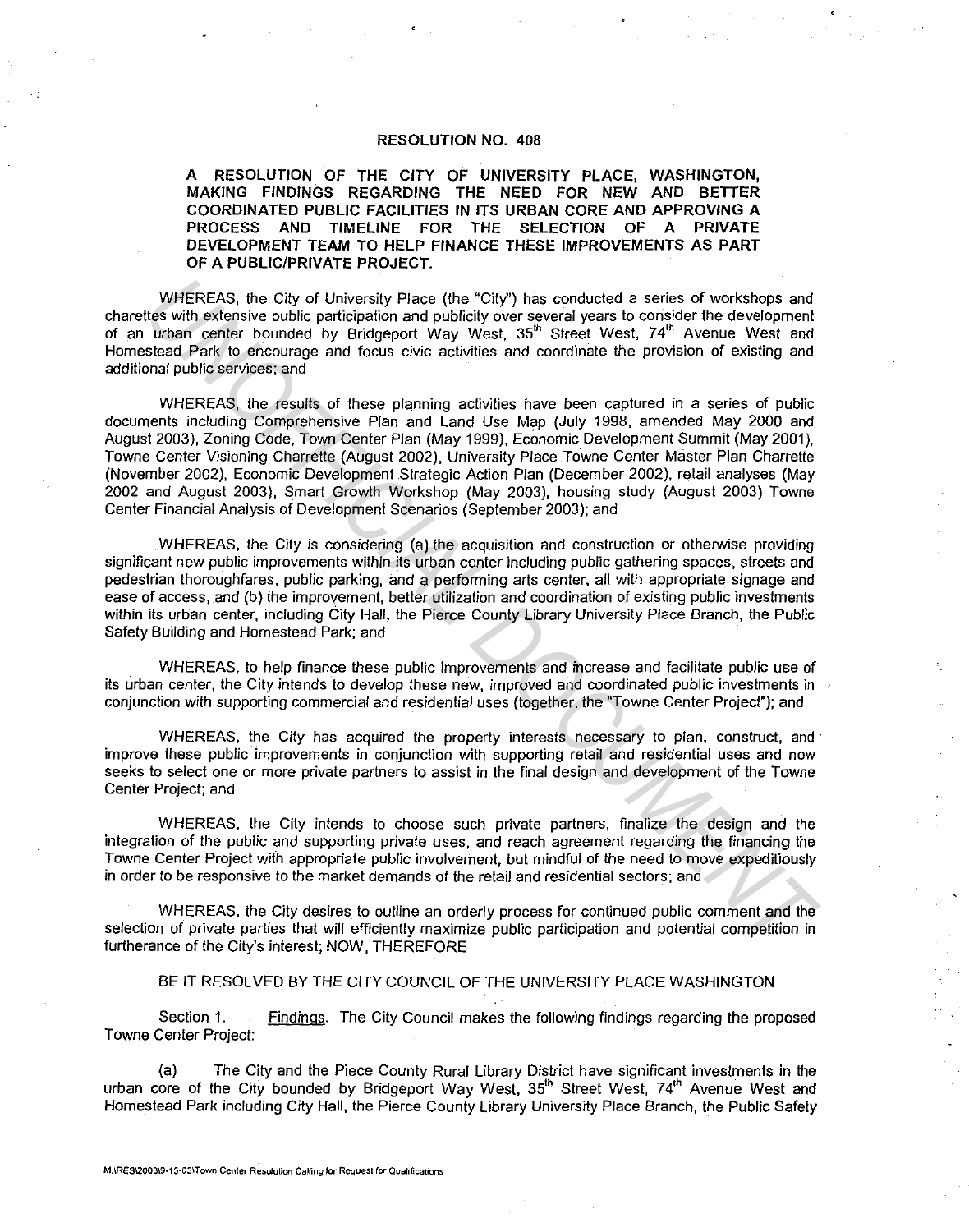# RESOLUTION NO. 408

**A RESOLUTION OF THE CITY OF UNIVERSITY PLACE, WASHINGTON, MAKING FINDINGS REGARDING THE NEED FOR NEW AND BETTER COORDINATED PUBLIC FACILITIES IN ITS URBAN CORE AND APPROVING A PROCESS AND TIMELINE FOR THE SELECTION OF A PRIVATE DEVELOPMENT TEAM TO HELP FINANCE THESE IMPROVEMENTS AS PART OF A PUBLIC/PRIVATE PROJECT.**

WHEREAS, the City of University Place (the "City") has conducted a series of workshops and charettes with extensive public participation and publicity over several years to consider the development of an urban center bounded by Bridgeport Way West, 35[th] Street West, 74[th] Avenue West and Homestead Park to encourage and focus civic activities and coordinate the provision of existing and additional public services; and

WHEREAS, the results of these planning activities have been captured in a series of public documents including Comprehensive Plan and Land Use Map (July 1998, amended May 2000 and August 2003), Zoning Code, Town Center Plan (May 1999), Economic Development Summit (May 2001), Towne Center Visioning Charrette (August 2002), University Place Towne Center Master Plan Charrette (November 2002), Economic Development Strategic Action Plan (December 2002), retail analyses (May 2002 and August 2003), Smart Growth Workshop (May 2003), housing study (August 2003) Towne Center Financial Analysis of Development Scenarios (September 2003); and

WHEREAS, the City is considering (a) the acquisition and construction or otherwise providing significant new public improvements within its urban center including public gathering spaces, streets and pedestrian thoroughfares, public parking, and a performing arts center, all with appropriate signage and ease of access, and (b) the improvement, better utilization and coordination of existing public investments within its urban center, including City Hall, the Pierce County Library University Place Branch, the Public Safety Building and Homestead Park; and

WHEREAS, to help finance these public improvements and increase and facilitate public use of its urban center, the City intends to develop these new, improved and coordinated public investments in conjunction with supporting commercial and residential uses (together, the "Towne Center Project"); and

WHEREAS, the City has acquired the property interests necessary to plan, construct, and improve these public improvements in conjunction with supporting retail and residential uses and now seeks to select one or more private partners to assist in the final design and development of the Towne Center Project; and

WHEREAS, the City intends to choose such private partners, finalize the design and the integration of the public and supporting private uses, and reach agreement regarding the financing the Towne Center Project with appropriate public involvement, but mindful of the need to move expeditiously in order to be responsive to the market demands of the retail and residential sectors; and

WHEREAS, the City desires to outline an orderly process for continued public comment and the selection of private parties that will efficiently maximize public participation and potential competition in furtherance of the City's interest; NOW, THEREFORE

BE IT RESOLVED BY THE CITY COUNCIL OF THE UNIVERSITY PLACE WASHINGTON

Section 1. Findings. The City Council makes the following findings regarding the proposed Towne Center Project:

(a) The City and the Piece County Rural Library District have significant investments in the urban core of the City bounded by Bridgeport Way West, 35[th] Street West, 74[th] Avenue West and Homestead Park including City Hall, the Pierce County Library University Place Branch, the Public Safety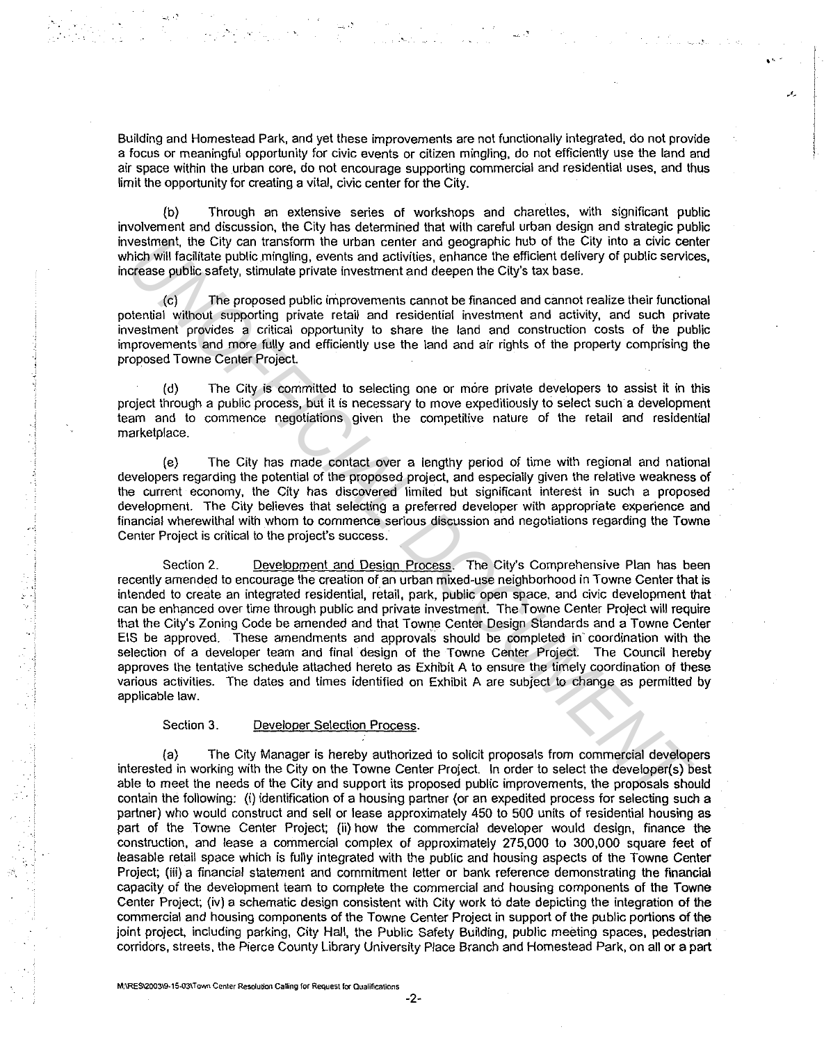Building and Homestead Park, and yet these improvements are not functionally integrated, do not provide a focus or meaningful opportunity for civic events or citizen mingling, do not efficiently use the land and air space within the urban core, do not encourage supporting commercial and residential uses, and thus limit the opportunity for creating a vital, civic center for the City.

(b) Through an extensive series of workshops and charettes, with significant public involvement and discussion, the City has determined that with careful urban design and strategic public investment, the City can transform the urban center and geographic hub of the City into a civic center which will facilitate public mingling, events and activities, enhance the efficient delivery of public services, increase public safety, stimulate private investment and deepen the City's tax base.

(c) The proposed public improvements cannot be financed and cannot realize their functional potential without supporting private retail and residential investment and activity, and such private investment provides a critical opportunity to share the land and construction costs of the public improvements and more fully and efficiently use the land and air rights of the property comprising the proposed Towne Center Project.

(d) The City is committed to selecting one or more private developers to assist it in this project through a public process, but it is necessary to move expeditiously to select such a development team and to commence negotiations given the competitive nature of the retail and residential marketplace.

(e) The City has made contact over a lengthy period of time with regional and national developers regarding the potential of the proposed project, and especially given the relative weakness of the current economy, the City has discovered limited but significant interest in such a proposed development. The City believes that selecting a preferred developer with appropriate experience and financial wherewithal with whom to commence serious discussion and negotiations regarding the Towne Center Project is critical to the project's success.

Section 2. Development and Design Process. The City's Comprehensive Plan has been recently amended to encourage the creation of an urban mixed-use neighborhood in Towne Center that is intended to create an integrated residential, retail, park, public open space, and civic development that can be enhanced over time through public and private investment. The Towne Center Project will require that the City's Zoning Code be amended and that Towne Center Design Standards and a Towne Center EIS be approved. These amendments and approvals should be completed in coordination with the selection of a developer team and final design of the Towne Center Project. The Council hereby approves the tentative schedule attached hereto as Exhibit A to ensure the timely coordination of these various activities. The dates and times identified on Exhibit A are subject to change as permitted by applicable law.

Section 3. Developer Selection Process.

(a) The City Manager is hereby authorized to solicit proposals from commercial developers interested in working with the City on the Towne Center Project. In order to select the developer(s) best able to meet the needs of the City and support its proposed public improvements, the proposals should contain the following: (i) identification of a housing partner (or an expedited process for selecting such a partner) who would construct and sell or lease approximately 450 to 500 units of residential housing as part of the Towne Center Project; (ii) how the commercial developer would design, finance the construction, and lease a commercial complex of approximately 275,000 to 300,000 square feet of leasable retail space which is fully integrated with the public and housing aspects of the Towne Center Project; (iii) a financial statement and commitment letter or bank reference demonstrating the financial capacity of the development team to complete the commercial and housing components of the Towne Center Project; (iv) a schematic design consistent with City work to date depicting the integration of the commercial and housing components of the Towne Center Project in support of the public portions of the joint project, including parking, City Hall, the Public Safety Building, public meeting spaces, pedestrian corridors, streets, the Pierce County Library University Place Branch and Homestead Park, on all or a part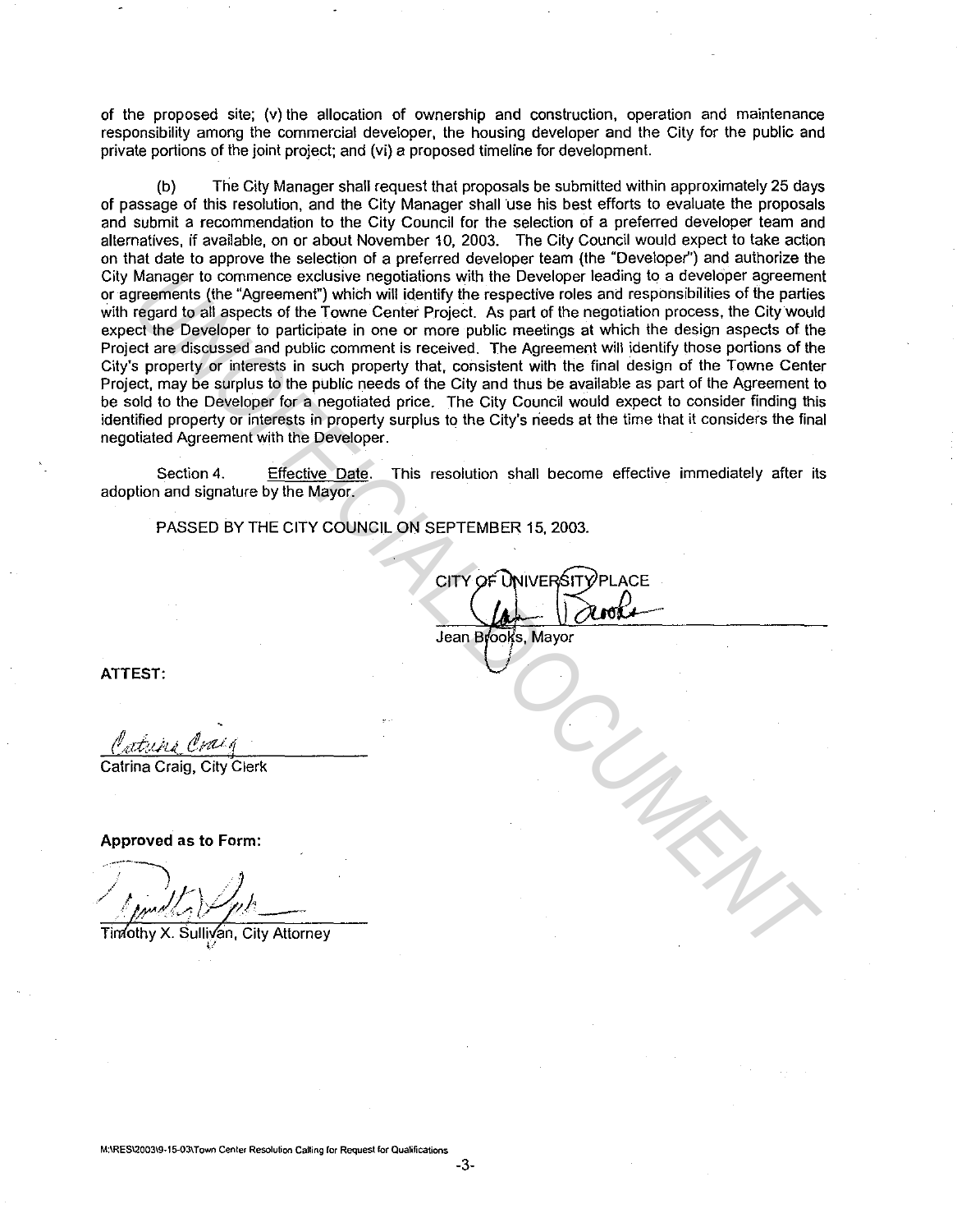of the proposed site; (v) the allocation of ownership and construction, operation and maintenance responsibility among the commercial developer, the housing developer and the City for the public and private portions of the joint project; and (vi) a proposed timeline for development.

(b) The City Manager shall request that proposals be submitted within approximately 25 days of passage of this resolution, and the City Manager shall use his best efforts to evaluate the proposals and submit a recommendation to the City Council for the selection of a preferred developer team and alternatives, if available, on or about November 10, 2003. The City Council would expect to take action on that date to approve the selection of a preferred developer team (the "Developer") and authorize the City Manager to commence exclusive negotiations with the Developer leading to a developer agreement or agreements (the "Agreement") which will identify the respective roles and responsibilities of the parties with regard to all aspects of the Towne Center Project. As part of the negotiation process, the City would expect the Developer to participate in one or more public meetings at which the design aspects of the Project are discussed and public comment is received. The Agreement will identify those portions of the City's property or interests in such property that, consistent with the final design of the Towne Center Project, may be surplus to the public needs of the City and thus be available as part of the Agreement to be sold to the Developer for a negotiated price. The City Council would expect to consider finding this identified property or interests in property surplus to the City's needs at the time that it considers the final negotiated Agreement with the Developer.

Section 4. Effective Date. This resolution shall become effective immediately after its adoption and signature by the Mayor.

PASSED BY THE CITY COUNCIL ON SEPTEMBER 15, 2003.

CITY OF UNIVERSITY PLACE

Jean Brooks, Mayor

**ATTEST:**

Catrina Craig, City Clerk

**Approved as to Form:**

Timothy X. Sullivan, City Attorney

M:\RES\2003\9-15-03\Town Center Resolution Calling for Request for Qualifications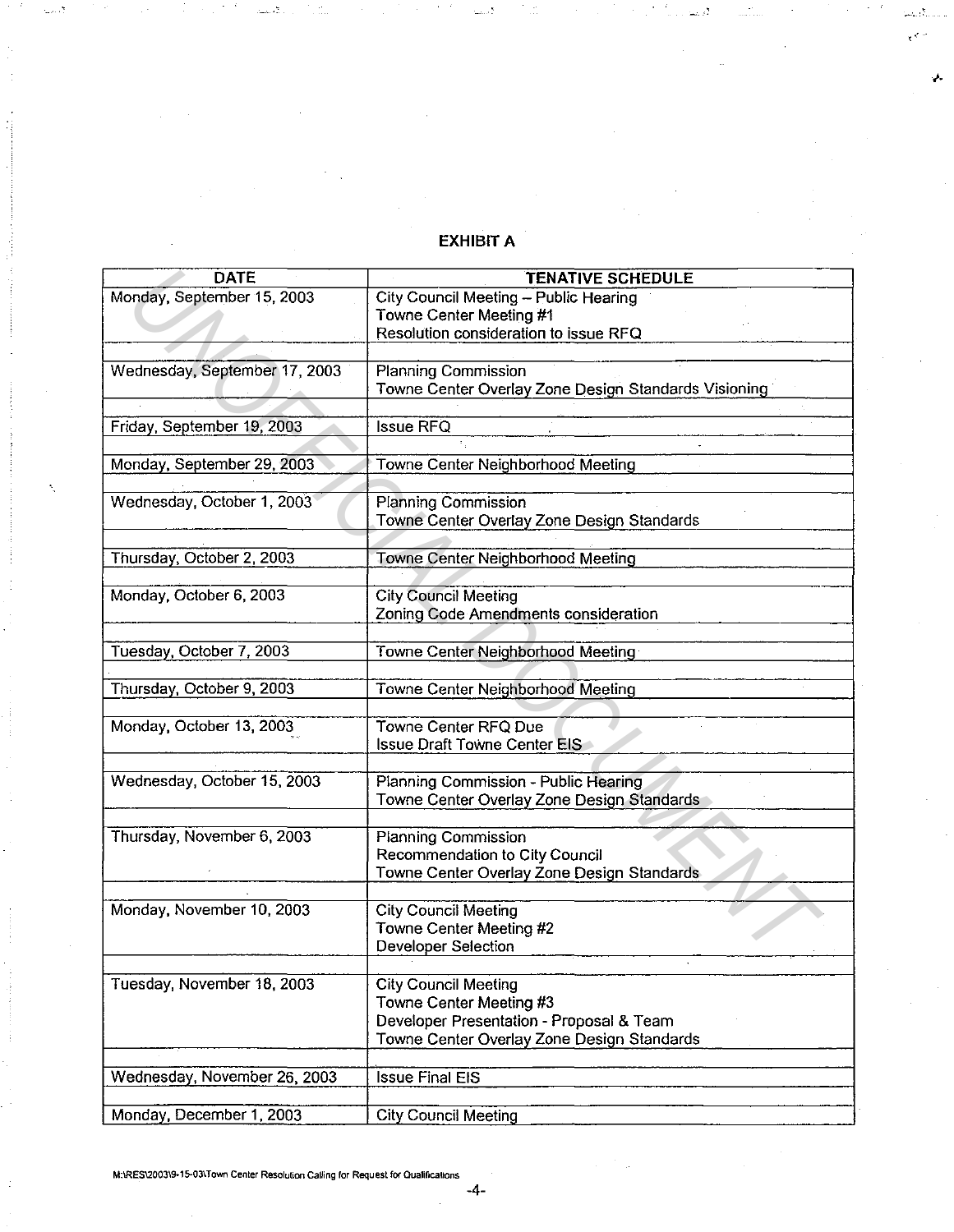**EXHIBIT A**

| DATE | TENATIVE SCHEDULE |
|---|---|
| Monday, September 15, 2003 | City Council Meeting – Public Hearing<br>Towne Center Meeting #1<br>Resolution consideration to issue RFQ |
| Wednesday, September 17, 2003 | Planning Commission<br>Towne Center Overlay Zone Design Standards Visioning |
| Friday, September 19, 2003 | Issue RFQ |
| Monday, September 29, 2003 | Towne Center Neighborhood Meeting |
| Wednesday, October 1, 2003 | Planning Commission<br>Towne Center Overlay Zone Design Standards |
| Thursday, October 2, 2003 | Towne Center Neighborhood Meeting |
| Monday, October 6, 2003 | City Council Meeting<br>Zoning Code Amendments consideration |
| Tuesday, October 7, 2003 | Towne Center Neighborhood Meeting |
| Thursday, October 9, 2003 | Towne Center Neighborhood Meeting |
| Monday, October 13, 2003 | Towne Center RFQ Due<br>Issue Draft Towne Center EIS |
| Wednesday, October 15, 2003 | Planning Commission - Public Hearing<br>Towne Center Overlay Zone Design Standards |
| Thursday, November 6, 2003 | Planning Commission<br>Recommendation to City Council<br>Towne Center Overlay Zone Design Standards |
| Monday, November 10, 2003 | City Council Meeting<br>Towne Center Meeting #2<br>Developer Selection |
| Tuesday, November 18, 2003 | City Council Meeting<br>Towne Center Meeting #3<br>Developer Presentation - Proposal & Team<br>Towne Center Overlay Zone Design Standards |
| Wednesday, November 26, 2003 | Issue Final EIS |
| Monday, December 1, 2003 | City Council Meeting |

M:\RES\2003\9-15-03\Town Center Resolution Calling for Request for Qualifications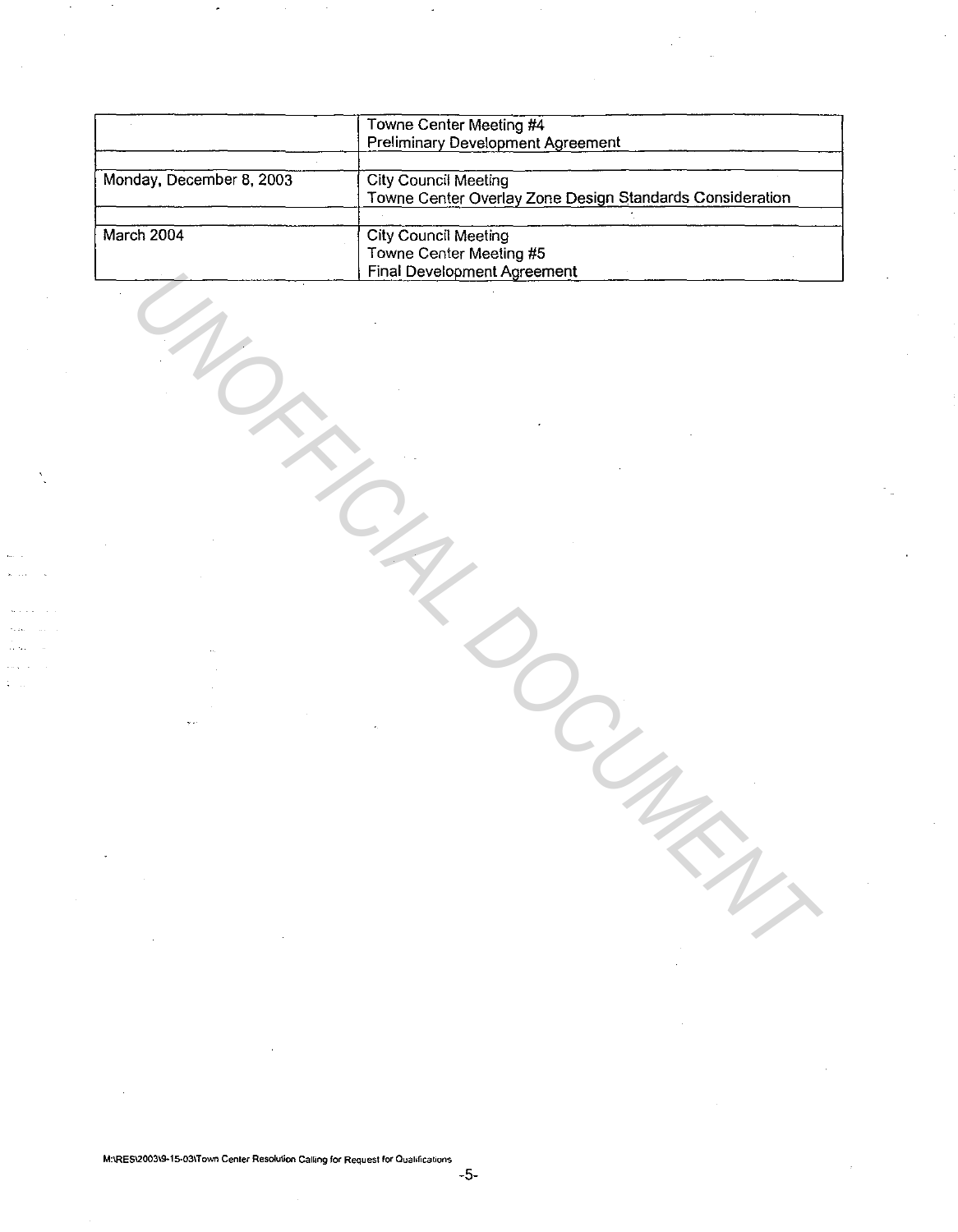| | |
|---|---|
| | Towne Center Meeting #4<br>Preliminary Development Agreement |
| | |
| Monday, December 8, 2003 | City Council Meeting<br>Towne Center Overlay Zone Design Standards Consideration |
| | |
| March 2004 | City Council Meeting<br>Towne Center Meeting #5<br>Final Development Agreement |

UNOFFICIAL DOCUMENT

M:\RES\2003\9-15-03\Town Center Resolution Calling for Request for Qualifications